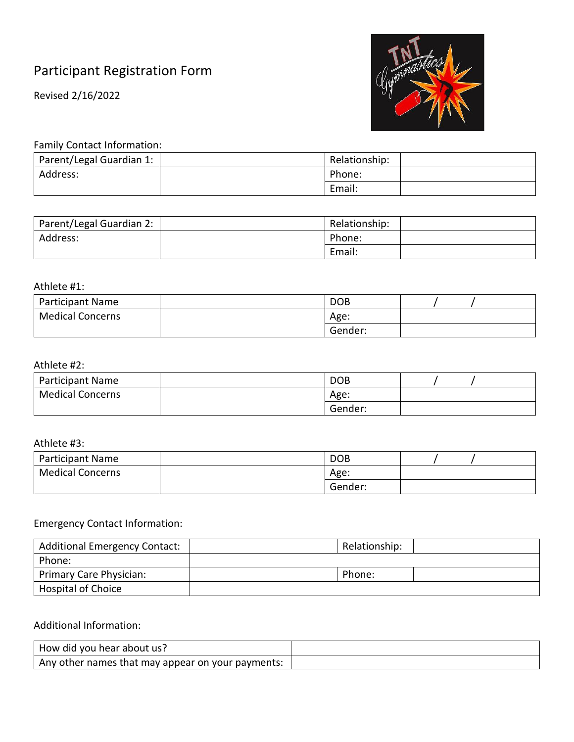# Participant Registration Form

Revised 2/16/2022

Family Contact Information:

| | | | |
|---|---|---|---|
| Parent/Legal Guardian 1: | | Relationship: | |
| Address: | | Phone: | |
| | | Email: | |

| | | | |
|---|---|---|---|
| Parent/Legal Guardian 2: | | Relationship: | |
| Address: | | Phone: | |
| | | Email: | |

Athlete #1:

| | | | |
|---|---|---|---|
| Participant Name | | DOB | / / |
| Medical Concerns | | Age: | |
| | | Gender: | |

Athlete #2:

| | | | |
|---|---|---|---|
| Participant Name | | DOB | / / |
| Medical Concerns | | Age: | |
| | | Gender: | |

Athlete #3:

| | | | |
|---|---|---|---|
| Participant Name | | DOB | / / |
| Medical Concerns | | Age: | |
| | | Gender: | |

Emergency Contact Information:

| | | | |
|---|---|---|---|
| Additional Emergency Contact: | | Relationship: | |
| Phone: | | | |
| Primary Care Physician: | | Phone: | |
| Hospital of Choice | | | |

Additional Information:

| | |
|---|---|
| How did you hear about us? | |
| Any other names that may appear on your payments: | |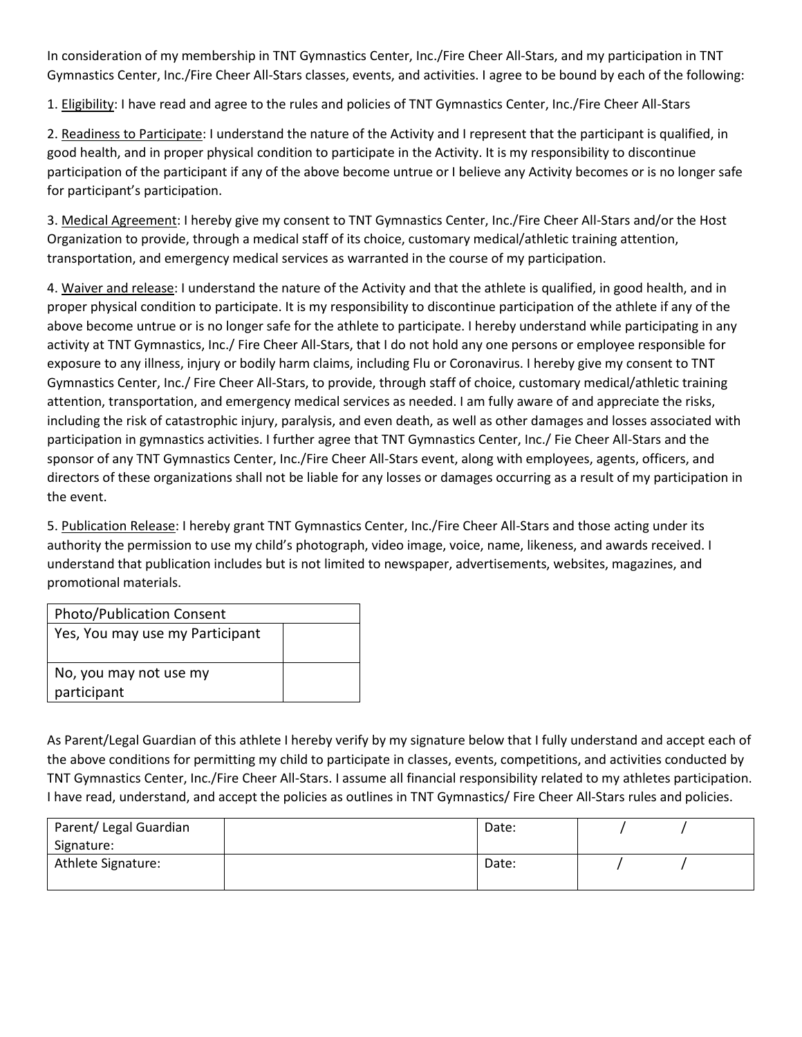In consideration of my membership in TNT Gymnastics Center, Inc./Fire Cheer All-Stars, and my participation in TNT Gymnastics Center, Inc./Fire Cheer All-Stars classes, events, and activities. I agree to be bound by each of the following:

1. Eligibility: I have read and agree to the rules and policies of TNT Gymnastics Center, Inc./Fire Cheer All-Stars

2. Readiness to Participate: I understand the nature of the Activity and I represent that the participant is qualified, in good health, and in proper physical condition to participate in the Activity. It is my responsibility to discontinue participation of the participant if any of the above become untrue or I believe any Activity becomes or is no longer safe for participant's participation.

3. Medical Agreement: I hereby give my consent to TNT Gymnastics Center, Inc./Fire Cheer All-Stars and/or the Host Organization to provide, through a medical staff of its choice, customary medical/athletic training attention, transportation, and emergency medical services as warranted in the course of my participation.

4. Waiver and release: I understand the nature of the Activity and that the athlete is qualified, in good health, and in proper physical condition to participate. It is my responsibility to discontinue participation of the athlete if any of the above become untrue or is no longer safe for the athlete to participate. I hereby understand while participating in any activity at TNT Gymnastics, Inc./ Fire Cheer All-Stars, that I do not hold any one persons or employee responsible for exposure to any illness, injury or bodily harm claims, including Flu or Coronavirus. I hereby give my consent to TNT Gymnastics Center, Inc./ Fire Cheer All-Stars, to provide, through staff of choice, customary medical/athletic training attention, transportation, and emergency medical services as needed. I am fully aware of and appreciate the risks, including the risk of catastrophic injury, paralysis, and even death, as well as other damages and losses associated with participation in gymnastics activities. I further agree that TNT Gymnastics Center, Inc./ Fie Cheer All-Stars and the sponsor of any TNT Gymnastics Center, Inc./Fire Cheer All-Stars event, along with employees, agents, officers, and directors of these organizations shall not be liable for any losses or damages occurring as a result of my participation in the event.

5. Publication Release: I hereby grant TNT Gymnastics Center, Inc./Fire Cheer All-Stars and those acting under its authority the permission to use my child's photograph, video image, voice, name, likeness, and awards received. I understand that publication includes but is not limited to newspaper, advertisements, websites, magazines, and promotional materials.

| Photo/Publication Consent | |
|---|---|
| Yes, You may use my Participant | |
| No, you may not use my participant | |

As Parent/Legal Guardian of this athlete I hereby verify by my signature below that I fully understand and accept each of the above conditions for permitting my child to participate in classes, events, competitions, and activities conducted by TNT Gymnastics Center, Inc./Fire Cheer All-Stars. I assume all financial responsibility related to my athletes participation. I have read, understand, and accept the policies as outlines in TNT Gymnastics/ Fire Cheer All-Stars rules and policies.

| | | | |
|---|---|---|---|
| Parent/ Legal Guardian Signature: | | Date: | / / |
| Athlete Signature: | | Date: | / / |